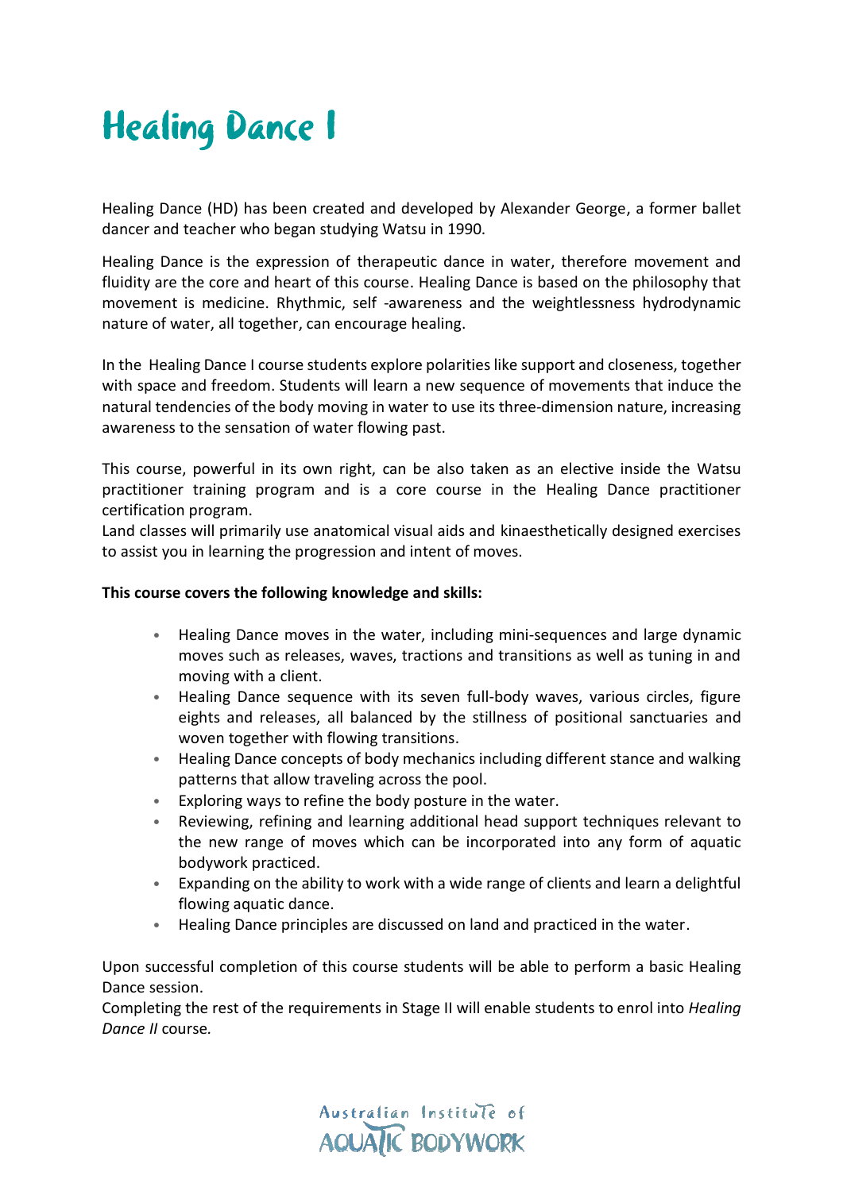# Healing Dance I

Healing Dance (HD) has been created and developed by Alexander George, a former ballet dancer and teacher who began studying Watsu in 1990.

Healing Dance is the expression of therapeutic dance in water, therefore movement and fluidity are the core and heart of this course. Healing Dance is based on the philosophy that movement is medicine. Rhythmic, self -awareness and the weightlessness hydrodynamic nature of water, all together, can encourage healing.

In the Healing Dance I course students explore polarities like support and closeness, together with space and freedom. Students will learn a new sequence of movements that induce the natural tendencies of the body moving in water to use its three-dimension nature, increasing awareness to the sensation of water flowing past.

This course, powerful in its own right, can be also taken as an elective inside the Watsu practitioner training program and is a core course in the Healing Dance practitioner certification program.
Land classes will primarily use anatomical visual aids and kinaesthetically designed exercises to assist you in learning the progression and intent of moves.

**This course covers the following knowledge and skills:**

- Healing Dance moves in the water, including mini-sequences and large dynamic moves such as releases, waves, tractions and transitions as well as tuning in and moving with a client.
- Healing Dance sequence with its seven full-body waves, various circles, figure eights and releases, all balanced by the stillness of positional sanctuaries and woven together with flowing transitions.
- Healing Dance concepts of body mechanics including different stance and walking patterns that allow traveling across the pool.
- Exploring ways to refine the body posture in the water.
- Reviewing, refining and learning additional head support techniques relevant to the new range of moves which can be incorporated into any form of aquatic bodywork practiced.
- Expanding on the ability to work with a wide range of clients and learn a delightful flowing aquatic dance.
- Healing Dance principles are discussed on land and practiced in the water.

Upon successful completion of this course students will be able to perform a basic Healing Dance session.
Completing the rest of the requirements in Stage II will enable students to enrol into *Healing Dance II* course.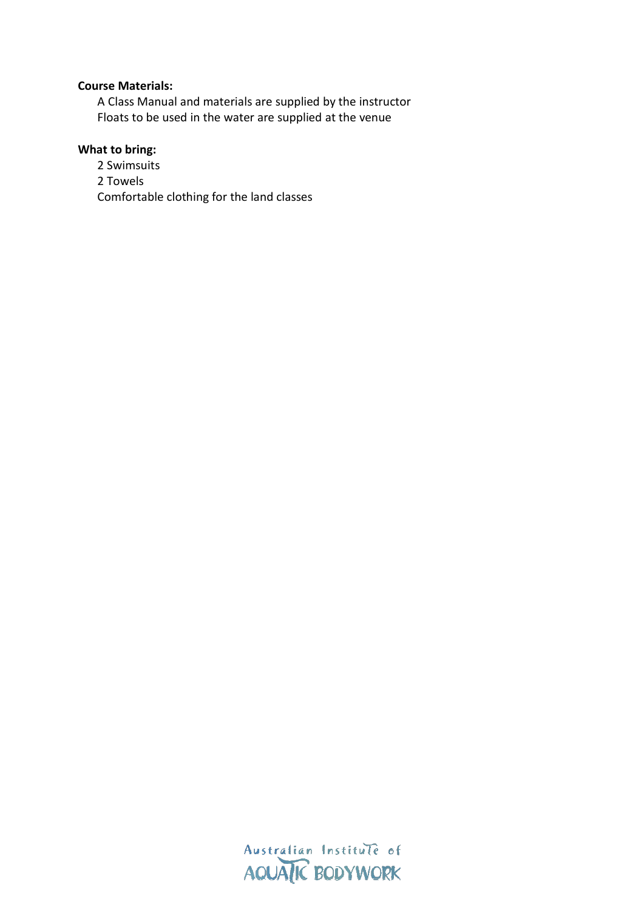**Course Materials:**

A Class Manual and materials are supplied by the instructor
Floats to be used in the water are supplied at the venue

**What to bring:**

2 Swimsuits
2 Towels
Comfortable clothing for the land classes

Australian Institute of
AQUATIC BODYWORK